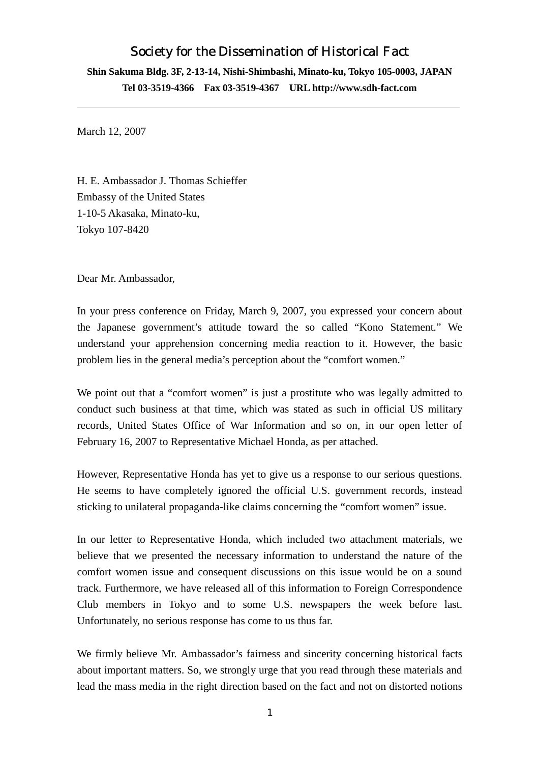# Society for the Dissemination of Historical Fact

**Shin Sakuma Bldg. 3F, 2-13-14, Nishi-Shimbashi, Minato-ku, Tokyo 105-0003, JAPAN**
**Tel 03-3519-4366 Fax 03-3519-4367 URL http://www.sdh-fact.com**

---

March 12, 2007

H. E. Ambassador J. Thomas Schieffer
Embassy of the United States
1-10-5 Akasaka, Minato-ku,
Tokyo 107-8420

Dear Mr. Ambassador,

In your press conference on Friday, March 9, 2007, you expressed your concern about the Japanese government's attitude toward the so called "Kono Statement." We understand your apprehension concerning media reaction to it. However, the basic problem lies in the general media's perception about the "comfort women."

We point out that a "comfort women" is just a prostitute who was legally admitted to conduct such business at that time, which was stated as such in official US military records, United States Office of War Information and so on, in our open letter of February 16, 2007 to Representative Michael Honda, as per attached.

However, Representative Honda has yet to give us a response to our serious questions. He seems to have completely ignored the official U.S. government records, instead sticking to unilateral propaganda-like claims concerning the "comfort women" issue.

In our letter to Representative Honda, which included two attachment materials, we believe that we presented the necessary information to understand the nature of the comfort women issue and consequent discussions on this issue would be on a sound track. Furthermore, we have released all of this information to Foreign Correspondence Club members in Tokyo and to some U.S. newspapers the week before last. Unfortunately, no serious response has come to us thus far.

We firmly believe Mr. Ambassador's fairness and sincerity concerning historical facts about important matters. So, we strongly urge that you read through these materials and lead the mass media in the right direction based on the fact and not on distorted notions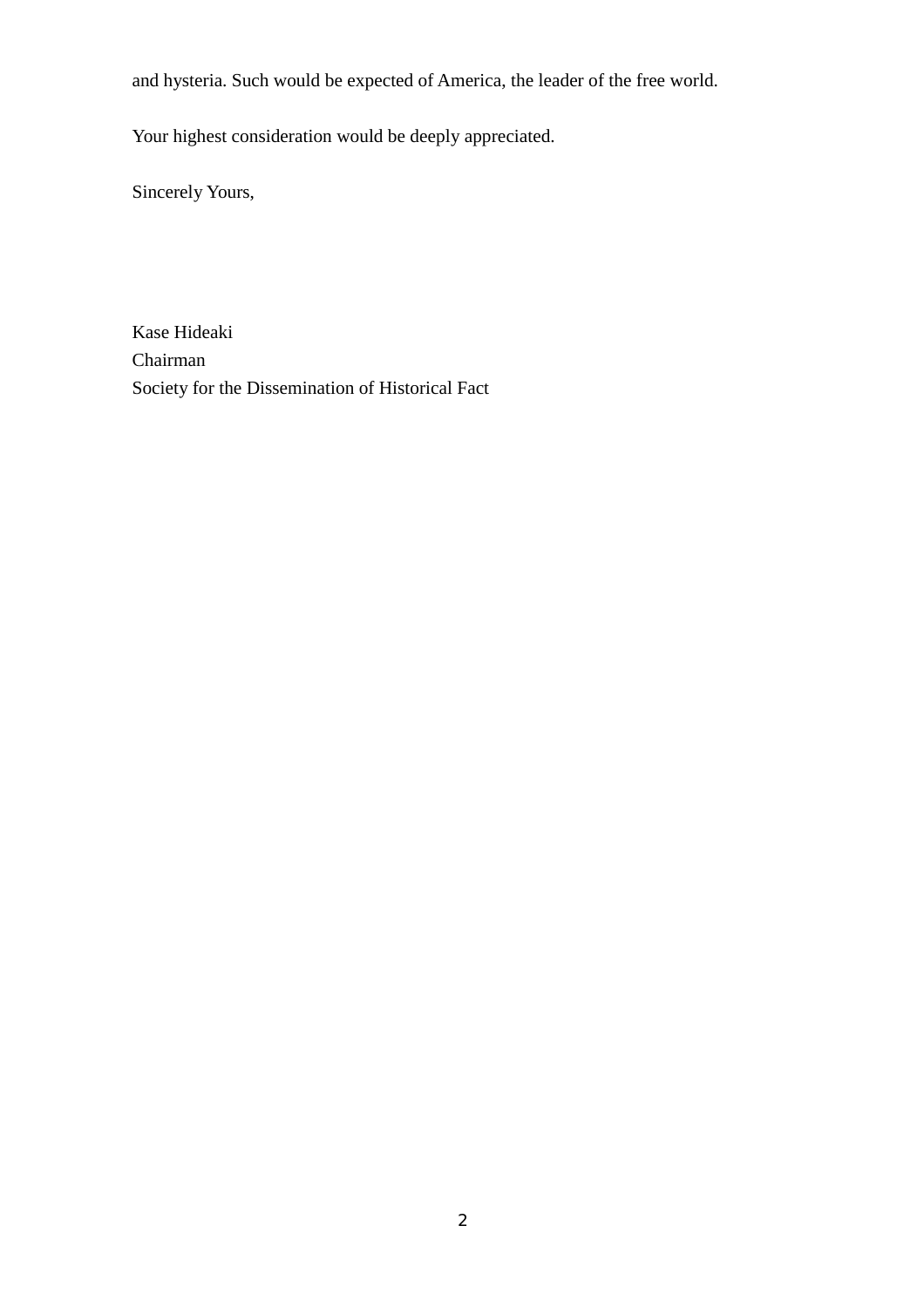and hysteria. Such would be expected of America, the leader of the free world.

Your highest consideration would be deeply appreciated.

Sincerely Yours,

Kase Hideaki
Chairman
Society for the Dissemination of Historical Fact